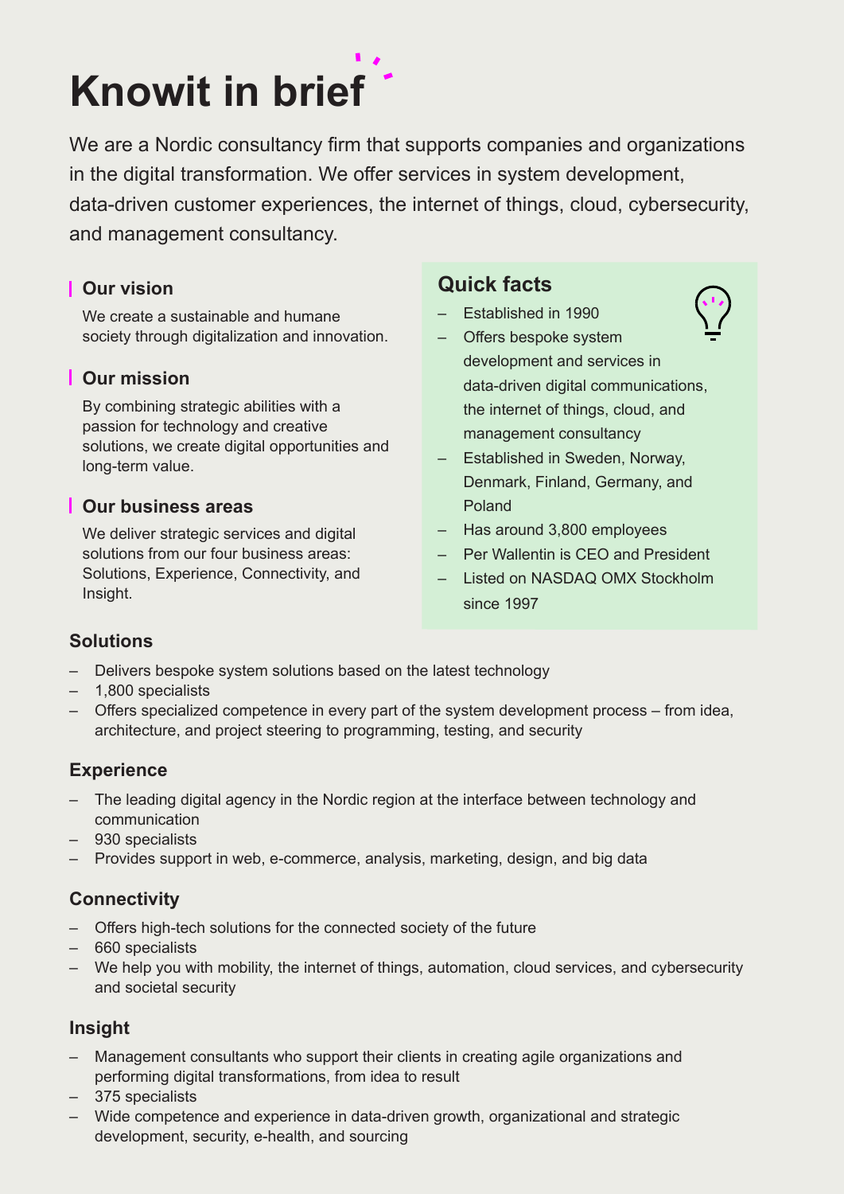# Knowit in brief

We are a Nordic consultancy firm that supports companies and organizations in the digital transformation. We offer services in system development, data-driven customer experiences, the internet of things, cloud, cybersecurity, and management consultancy.

### Our vision

We create a sustainable and humane society through digitalization and innovation.

### Our mission

By combining strategic abilities with a passion for technology and creative solutions, we create digital opportunities and long-term value.

### Our business areas

We deliver strategic services and digital solutions from our four business areas: Solutions, Experience, Connectivity, and Insight.

## Quick facts

- Established in 1990
- Offers bespoke system development and services in data-driven digital communications, the internet of things, cloud, and management consultancy
- Established in Sweden, Norway, Denmark, Finland, Germany, and Poland
- Has around 3,800 employees
- Per Wallentin is CEO and President
- Listed on NASDAQ OMX Stockholm since 1997

### Solutions

- Delivers bespoke system solutions based on the latest technology
- 1,800 specialists
- Offers specialized competence in every part of the system development process – from idea, architecture, and project steering to programming, testing, and security

### Experience

- The leading digital agency in the Nordic region at the interface between technology and communication
- 930 specialists
- Provides support in web, e-commerce, analysis, marketing, design, and big data

### Connectivity

- Offers high-tech solutions for the connected society of the future
- 660 specialists
- We help you with mobility, the internet of things, automation, cloud services, and cybersecurity and societal security

### Insight

- Management consultants who support their clients in creating agile organizations and performing digital transformations, from idea to result
- 375 specialists
- Wide competence and experience in data-driven growth, organizational and strategic development, security, e-health, and sourcing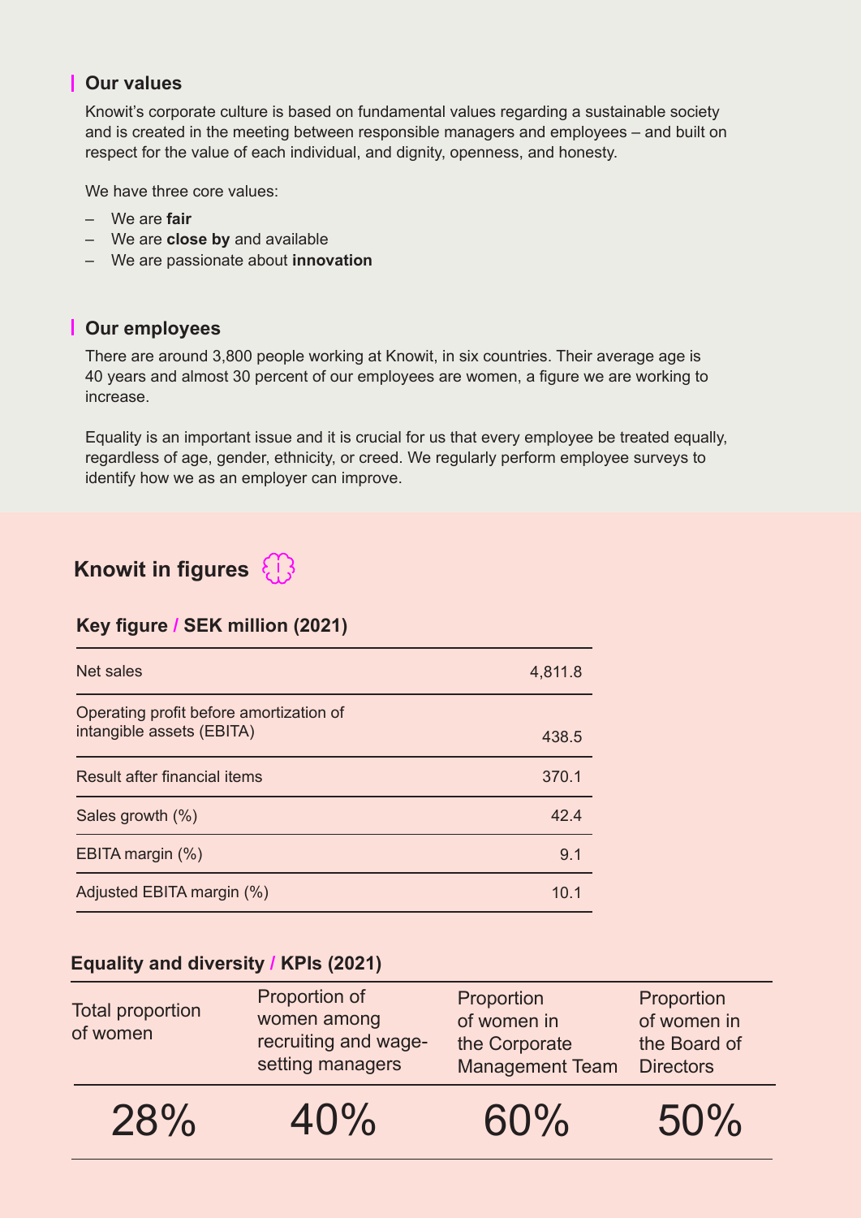## Our values

Knowit's corporate culture is based on fundamental values regarding a sustainable society and is created in the meeting between responsible managers and employees – and built on respect for the value of each individual, and dignity, openness, and honesty.

We have three core values:

- We are **fair**
- We are **close by** and available
- We are passionate about **innovation**

## Our employees

There are around 3,800 people working at Knowit, in six countries. Their average age is 40 years and almost 30 percent of our employees are women, a figure we are working to increase.

Equality is an important issue and it is crucial for us that every employee be treated equally, regardless of age, gender, ethnicity, or creed. We regularly perform employee surveys to identify how we as an employer can improve.

# Knowit in figures

### Key figure / SEK million (2021)

| | |
|---|---|
| Net sales | 4,811.8 |
| Operating profit before amortization of intangible assets (EBITA) | 438.5 |
| Result after financial items | 370.1 |
| Sales growth (%) | 42.4 |
| EBITA margin (%) | 9.1 |
| Adjusted EBITA margin (%) | 10.1 |

### Equality and diversity / KPIs (2021)

| Total proportion of women | Proportion of women among recruiting and wage-setting managers | Proportion of women in the Corporate Management Team | Proportion of women in the Board of Directors |
|---|---|---|---|
| 28% | 40% | 60% | 50% |